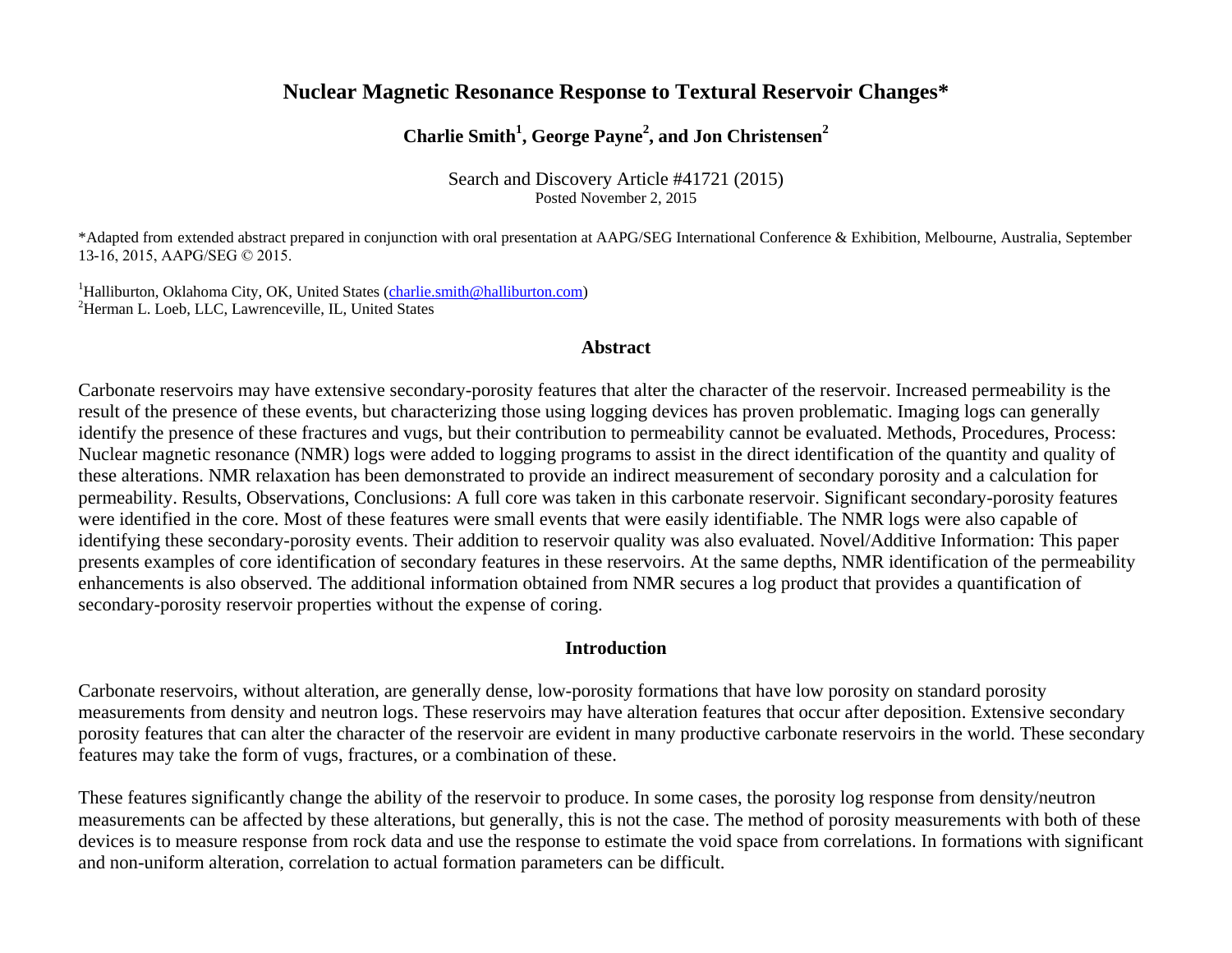# Nuclear Magnetic Resonance Response to Textural Reservoir Changes*

**Charlie Smith[1], George Payne[2], and Jon Christensen[2]**

Search and Discovery Article #41721 (2015)
Posted November 2, 2015

*Adapted from extended abstract prepared in conjunction with oral presentation at AAPG/SEG International Conference & Exhibition, Melbourne, Australia, September 13-16, 2015, AAPG/SEG © 2015.

[1]Halliburton, Oklahoma City, OK, United States (charlie.smith@halliburton.com)
[2]Herman L. Loeb, LLC, Lawrenceville, IL, United States

## Abstract

Carbonate reservoirs may have extensive secondary-porosity features that alter the character of the reservoir. Increased permeability is the result of the presence of these events, but characterizing those using logging devices has proven problematic. Imaging logs can generally identify the presence of these fractures and vugs, but their contribution to permeability cannot be evaluated. Methods, Procedures, Process: Nuclear magnetic resonance (NMR) logs were added to logging programs to assist in the direct identification of the quantity and quality of these alterations. NMR relaxation has been demonstrated to provide an indirect measurement of secondary porosity and a calculation for permeability. Results, Observations, Conclusions: A full core was taken in this carbonate reservoir. Significant secondary-porosity features were identified in the core. Most of these features were small events that were easily identifiable. The NMR logs were also capable of identifying these secondary-porosity events. Their addition to reservoir quality was also evaluated. Novel/Additive Information: This paper presents examples of core identification of secondary features in these reservoirs. At the same depths, NMR identification of the permeability enhancements is also observed. The additional information obtained from NMR secures a log product that provides a quantification of secondary-porosity reservoir properties without the expense of coring.

## Introduction

Carbonate reservoirs, without alteration, are generally dense, low-porosity formations that have low porosity on standard porosity measurements from density and neutron logs. These reservoirs may have alteration features that occur after deposition. Extensive secondary porosity features that can alter the character of the reservoir are evident in many productive carbonate reservoirs in the world. These secondary features may take the form of vugs, fractures, or a combination of these.

These features significantly change the ability of the reservoir to produce. In some cases, the porosity log response from density/neutron measurements can be affected by these alterations, but generally, this is not the case. The method of porosity measurements with both of these devices is to measure response from rock data and use the response to estimate the void space from correlations. In formations with significant and non-uniform alteration, correlation to actual formation parameters can be difficult.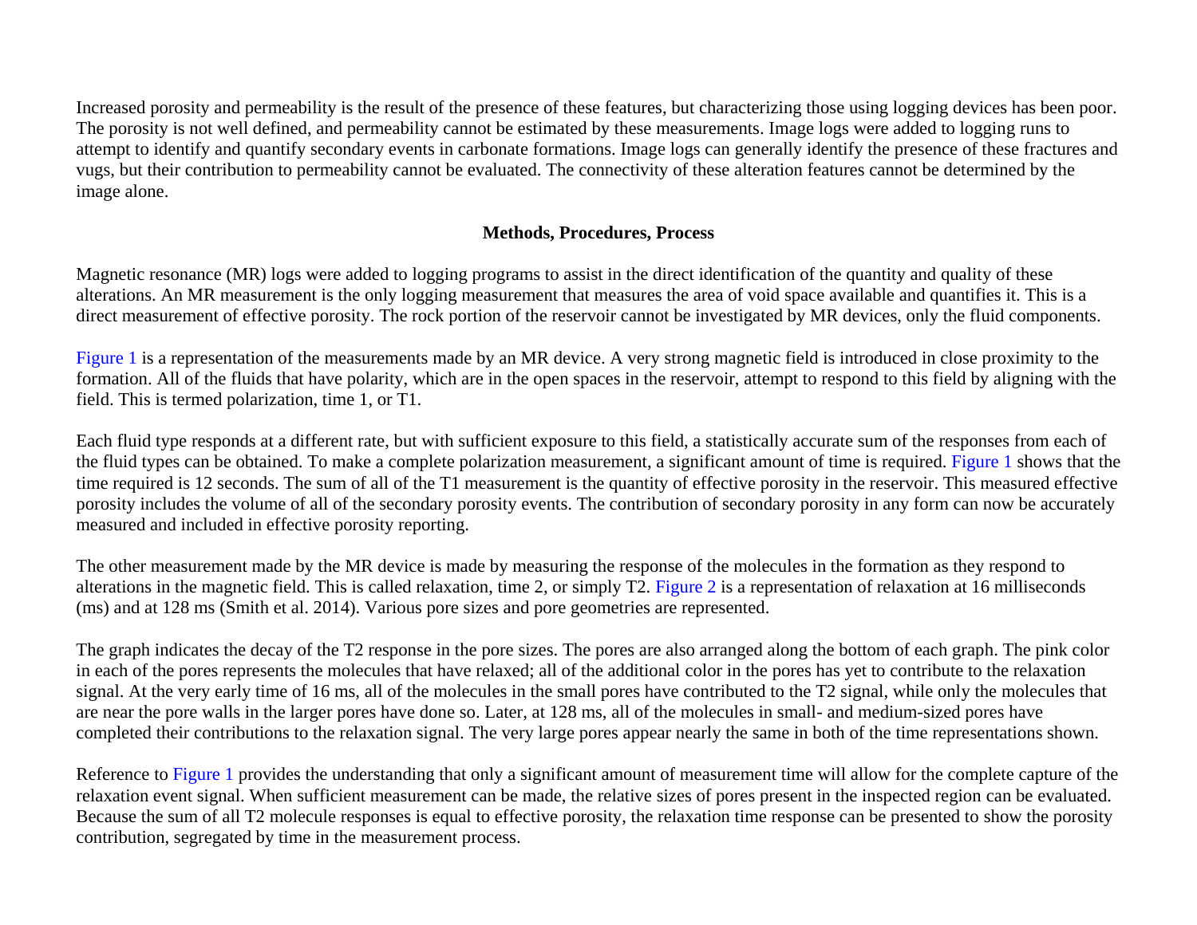Increased porosity and permeability is the result of the presence of these features, but characterizing those using logging devices has been poor. The porosity is not well defined, and permeability cannot be estimated by these measurements. Image logs were added to logging runs to attempt to identify and quantify secondary events in carbonate formations. Image logs can generally identify the presence of these fractures and vugs, but their contribution to permeability cannot be evaluated. The connectivity of these alteration features cannot be determined by the image alone.

## Methods, Procedures, Process

Magnetic resonance (MR) logs were added to logging programs to assist in the direct identification of the quantity and quality of these alterations. An MR measurement is the only logging measurement that measures the area of void space available and quantifies it. This is a direct measurement of effective porosity. The rock portion of the reservoir cannot be investigated by MR devices, only the fluid components.

Figure 1 is a representation of the measurements made by an MR device. A very strong magnetic field is introduced in close proximity to the formation. All of the fluids that have polarity, which are in the open spaces in the reservoir, attempt to respond to this field by aligning with the field. This is termed polarization, time 1, or T1.

Each fluid type responds at a different rate, but with sufficient exposure to this field, a statistically accurate sum of the responses from each of the fluid types can be obtained. To make a complete polarization measurement, a significant amount of time is required. Figure 1 shows that the time required is 12 seconds. The sum of all of the T1 measurement is the quantity of effective porosity in the reservoir. This measured effective porosity includes the volume of all of the secondary porosity events. The contribution of secondary porosity in any form can now be accurately measured and included in effective porosity reporting.

The other measurement made by the MR device is made by measuring the response of the molecules in the formation as they respond to alterations in the magnetic field. This is called relaxation, time 2, or simply T2. Figure 2 is a representation of relaxation at 16 milliseconds (ms) and at 128 ms (Smith et al. 2014). Various pore sizes and pore geometries are represented.

The graph indicates the decay of the T2 response in the pore sizes. The pores are also arranged along the bottom of each graph. The pink color in each of the pores represents the molecules that have relaxed; all of the additional color in the pores has yet to contribute to the relaxation signal. At the very early time of 16 ms, all of the molecules in the small pores have contributed to the T2 signal, while only the molecules that are near the pore walls in the larger pores have done so. Later, at 128 ms, all of the molecules in small- and medium-sized pores have completed their contributions to the relaxation signal. The very large pores appear nearly the same in both of the time representations shown.

Reference to Figure 1 provides the understanding that only a significant amount of measurement time will allow for the complete capture of the relaxation event signal. When sufficient measurement can be made, the relative sizes of pores present in the inspected region can be evaluated. Because the sum of all T2 molecule responses is equal to effective porosity, the relaxation time response can be presented to show the porosity contribution, segregated by time in the measurement process.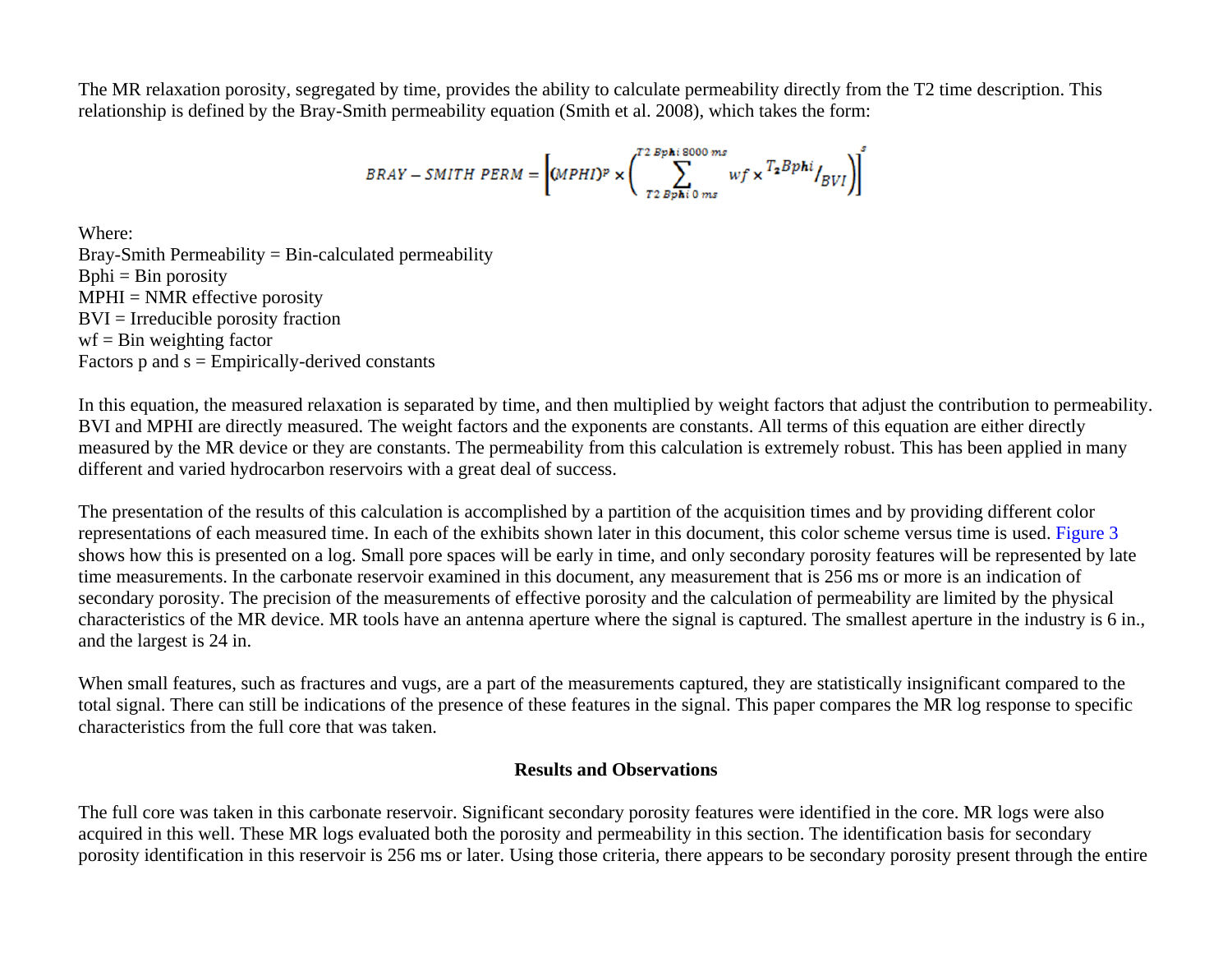The MR relaxation porosity, segregated by time, provides the ability to calculate permeability directly from the T2 time description. This relationship is defined by the Bray-Smith permeability equation (Smith et al. 2008), which takes the form:

$$BRAY-SMITH\ PERM = \left[(MPHI)^{p} \times \left(\sum_{T2\ Bphi\ 0\ ms}^{T2\ Bphi\ 8000\ ms} wf \times {T_2 Bphi}/_{BVI}\right)\right]^{s}$$

Where:
Bray-Smith Permeability = Bin-calculated permeability
Bphi = Bin porosity
MPHI = NMR effective porosity
BVI = Irreducible porosity fraction
wf = Bin weighting factor
Factors p and s = Empirically-derived constants

In this equation, the measured relaxation is separated by time, and then multiplied by weight factors that adjust the contribution to permeability. BVI and MPHI are directly measured. The weight factors and the exponents are constants. All terms of this equation are either directly measured by the MR device or they are constants. The permeability from this calculation is extremely robust. This has been applied in many different and varied hydrocarbon reservoirs with a great deal of success.

The presentation of the results of this calculation is accomplished by a partition of the acquisition times and by providing different color representations of each measured time. In each of the exhibits shown later in this document, this color scheme versus time is used. Figure 3 shows how this is presented on a log. Small pore spaces will be early in time, and only secondary porosity features will be represented by late time measurements. In the carbonate reservoir examined in this document, any measurement that is 256 ms or more is an indication of secondary porosity. The precision of the measurements of effective porosity and the calculation of permeability are limited by the physical characteristics of the MR device. MR tools have an antenna aperture where the signal is captured. The smallest aperture in the industry is 6 in., and the largest is 24 in.

When small features, such as fractures and vugs, are a part of the measurements captured, they are statistically insignificant compared to the total signal. There can still be indications of the presence of these features in the signal. This paper compares the MR log response to specific characteristics from the full core that was taken.

## Results and Observations

The full core was taken in this carbonate reservoir. Significant secondary porosity features were identified in the core. MR logs were also acquired in this well. These MR logs evaluated both the porosity and permeability in this section. The identification basis for secondary porosity identification in this reservoir is 256 ms or later. Using those criteria, there appears to be secondary porosity present through the entire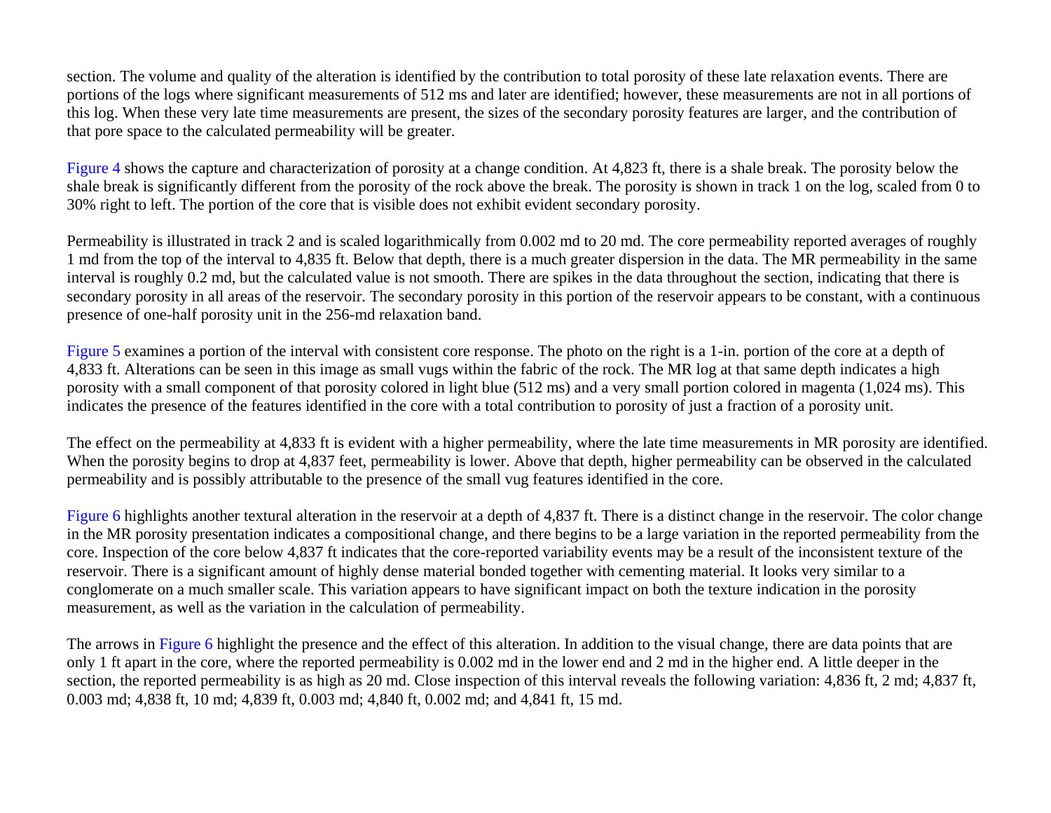section. The volume and quality of the alteration is identified by the contribution to total porosity of these late relaxation events. There are portions of the logs where significant measurements of 512 ms and later are identified; however, these measurements are not in all portions of this log. When these very late time measurements are present, the sizes of the secondary porosity features are larger, and the contribution of that pore space to the calculated permeability will be greater.

Figure 4 shows the capture and characterization of porosity at a change condition. At 4,823 ft, there is a shale break. The porosity below the shale break is significantly different from the porosity of the rock above the break. The porosity is shown in track 1 on the log, scaled from 0 to 30% right to left. The portion of the core that is visible does not exhibit evident secondary porosity.

Permeability is illustrated in track 2 and is scaled logarithmically from 0.002 md to 20 md. The core permeability reported averages of roughly 1 md from the top of the interval to 4,835 ft. Below that depth, there is a much greater dispersion in the data. The MR permeability in the same interval is roughly 0.2 md, but the calculated value is not smooth. There are spikes in the data throughout the section, indicating that there is secondary porosity in all areas of the reservoir. The secondary porosity in this portion of the reservoir appears to be constant, with a continuous presence of one-half porosity unit in the 256-md relaxation band.

Figure 5 examines a portion of the interval with consistent core response. The photo on the right is a 1-in. portion of the core at a depth of 4,833 ft. Alterations can be seen in this image as small vugs within the fabric of the rock. The MR log at that same depth indicates a high porosity with a small component of that porosity colored in light blue (512 ms) and a very small portion colored in magenta (1,024 ms). This indicates the presence of the features identified in the core with a total contribution to porosity of just a fraction of a porosity unit.

The effect on the permeability at 4,833 ft is evident with a higher permeability, where the late time measurements in MR porosity are identified. When the porosity begins to drop at 4,837 feet, permeability is lower. Above that depth, higher permeability can be observed in the calculated permeability and is possibly attributable to the presence of the small vug features identified in the core.

Figure 6 highlights another textural alteration in the reservoir at a depth of 4,837 ft. There is a distinct change in the reservoir. The color change in the MR porosity presentation indicates a compositional change, and there begins to be a large variation in the reported permeability from the core. Inspection of the core below 4,837 ft indicates that the core-reported variability events may be a result of the inconsistent texture of the reservoir. There is a significant amount of highly dense material bonded together with cementing material. It looks very similar to a conglomerate on a much smaller scale. This variation appears to have significant impact on both the texture indication in the porosity measurement, as well as the variation in the calculation of permeability.

The arrows in Figure 6 highlight the presence and the effect of this alteration. In addition to the visual change, there are data points that are only 1 ft apart in the core, where the reported permeability is 0.002 md in the lower end and 2 md in the higher end. A little deeper in the section, the reported permeability is as high as 20 md. Close inspection of this interval reveals the following variation: 4,836 ft, 2 md; 4,837 ft, 0.003 md; 4,838 ft, 10 md; 4,839 ft, 0.003 md; 4,840 ft, 0.002 md; and 4,841 ft, 15 md.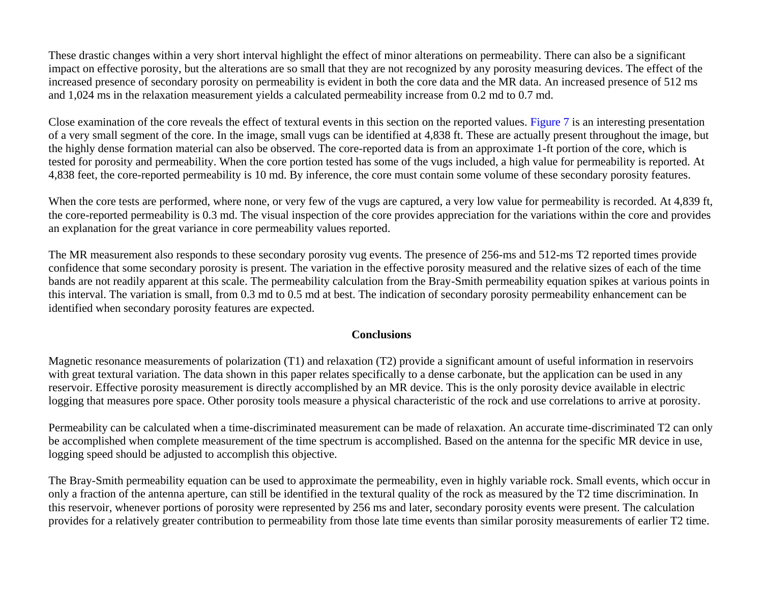These drastic changes within a very short interval highlight the effect of minor alterations on permeability. There can also be a significant impact on effective porosity, but the alterations are so small that they are not recognized by any porosity measuring devices. The effect of the increased presence of secondary porosity on permeability is evident in both the core data and the MR data. An increased presence of 512 ms and 1,024 ms in the relaxation measurement yields a calculated permeability increase from 0.2 md to 0.7 md.

Close examination of the core reveals the effect of textural events in this section on the reported values. Figure 7 is an interesting presentation of a very small segment of the core. In the image, small vugs can be identified at 4,838 ft. These are actually present throughout the image, but the highly dense formation material can also be observed. The core-reported data is from an approximate 1-ft portion of the core, which is tested for porosity and permeability. When the core portion tested has some of the vugs included, a high value for permeability is reported. At 4,838 feet, the core-reported permeability is 10 md. By inference, the core must contain some volume of these secondary porosity features.

When the core tests are performed, where none, or very few of the vugs are captured, a very low value for permeability is recorded. At 4,839 ft, the core-reported permeability is 0.3 md. The visual inspection of the core provides appreciation for the variations within the core and provides an explanation for the great variance in core permeability values reported.

The MR measurement also responds to these secondary porosity vug events. The presence of 256-ms and 512-ms T2 reported times provide confidence that some secondary porosity is present. The variation in the effective porosity measured and the relative sizes of each of the time bands are not readily apparent at this scale. The permeability calculation from the Bray-Smith permeability equation spikes at various points in this interval. The variation is small, from 0.3 md to 0.5 md at best. The indication of secondary porosity permeability enhancement can be identified when secondary porosity features are expected.

## Conclusions

Magnetic resonance measurements of polarization (T1) and relaxation (T2) provide a significant amount of useful information in reservoirs with great textural variation. The data shown in this paper relates specifically to a dense carbonate, but the application can be used in any reservoir. Effective porosity measurement is directly accomplished by an MR device. This is the only porosity device available in electric logging that measures pore space. Other porosity tools measure a physical characteristic of the rock and use correlations to arrive at porosity.

Permeability can be calculated when a time-discriminated measurement can be made of relaxation. An accurate time-discriminated T2 can only be accomplished when complete measurement of the time spectrum is accomplished. Based on the antenna for the specific MR device in use, logging speed should be adjusted to accomplish this objective.

The Bray-Smith permeability equation can be used to approximate the permeability, even in highly variable rock. Small events, which occur in only a fraction of the antenna aperture, can still be identified in the textural quality of the rock as measured by the T2 time discrimination. In this reservoir, whenever portions of porosity were represented by 256 ms and later, secondary porosity events were present. The calculation provides for a relatively greater contribution to permeability from those late time events than similar porosity measurements of earlier T2 time.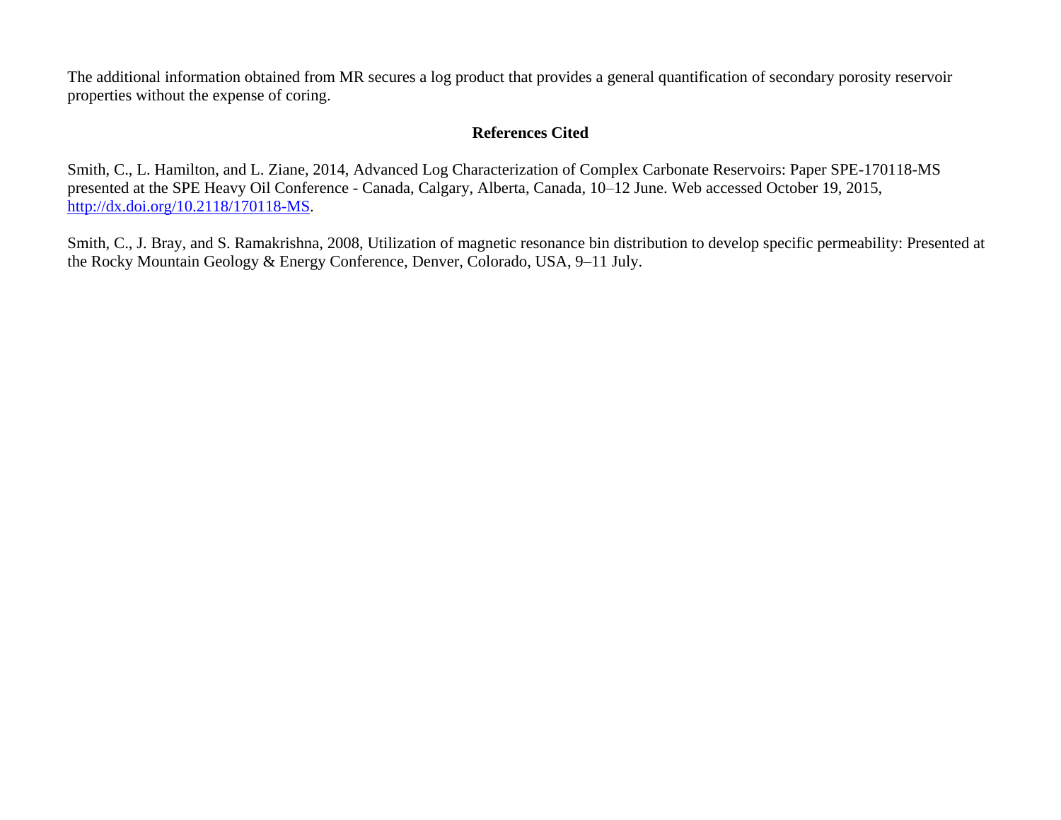The additional information obtained from MR secures a log product that provides a general quantification of secondary porosity reservoir properties without the expense of coring.

## References Cited

Smith, C., L. Hamilton, and L. Ziane, 2014, Advanced Log Characterization of Complex Carbonate Reservoirs: Paper SPE-170118-MS presented at the SPE Heavy Oil Conference - Canada, Calgary, Alberta, Canada, 10–12 June. Web accessed October 19, 2015, [http://dx.doi.org/10.2118/170118-MS](http://dx.doi.org/10.2118/170118-MS).

Smith, C., J. Bray, and S. Ramakrishna, 2008, Utilization of magnetic resonance bin distribution to develop specific permeability: Presented at the Rocky Mountain Geology & Energy Conference, Denver, Colorado, USA, 9–11 July.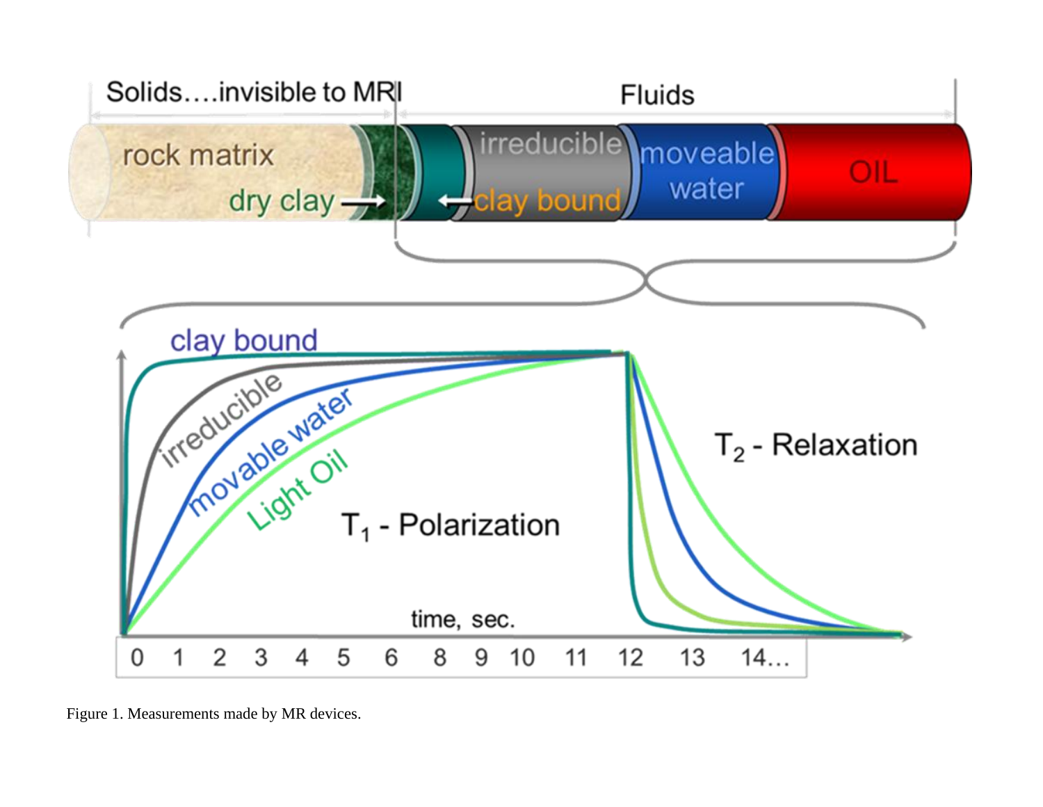Figure 1. Measurements made by MR devices.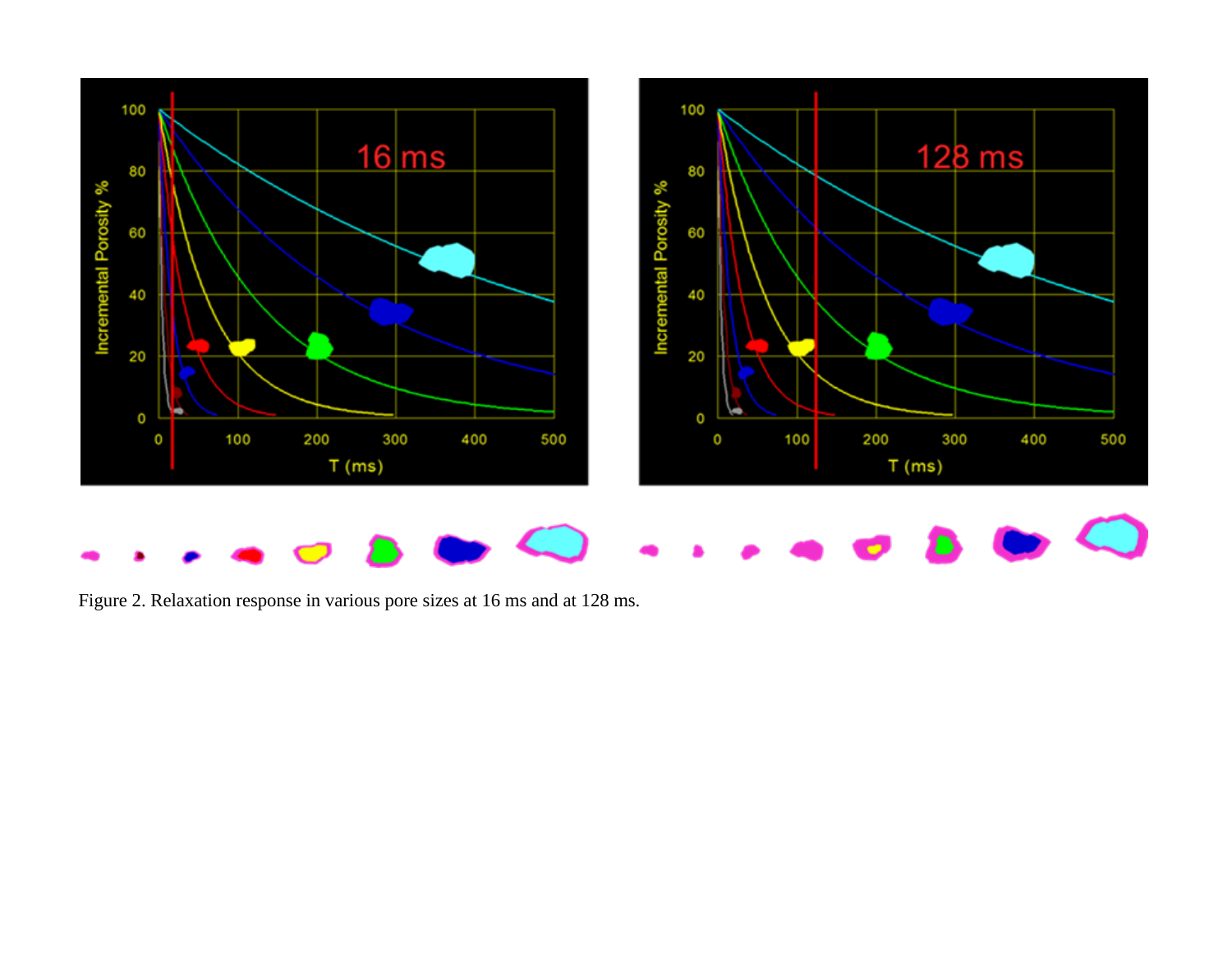Figure 2. Relaxation response in various pore sizes at 16 ms and at 128 ms.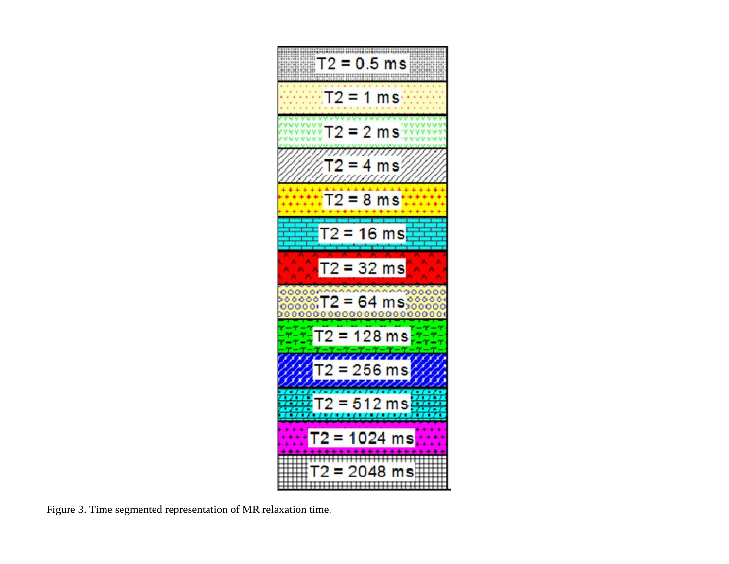T2 = 0.5 ms

T2 = 1 ms

T2 = 2 ms

T2 = 4 ms

T2 = 8 ms

T2 = 16 ms

T2 = 32 ms

T2 = 64 ms

T2 = 128 ms

T2 = 256 ms

T2 = 512 ms

T2 = 1024 ms

T2 = 2048 ms

Figure 3. Time segmented representation of MR relaxation time.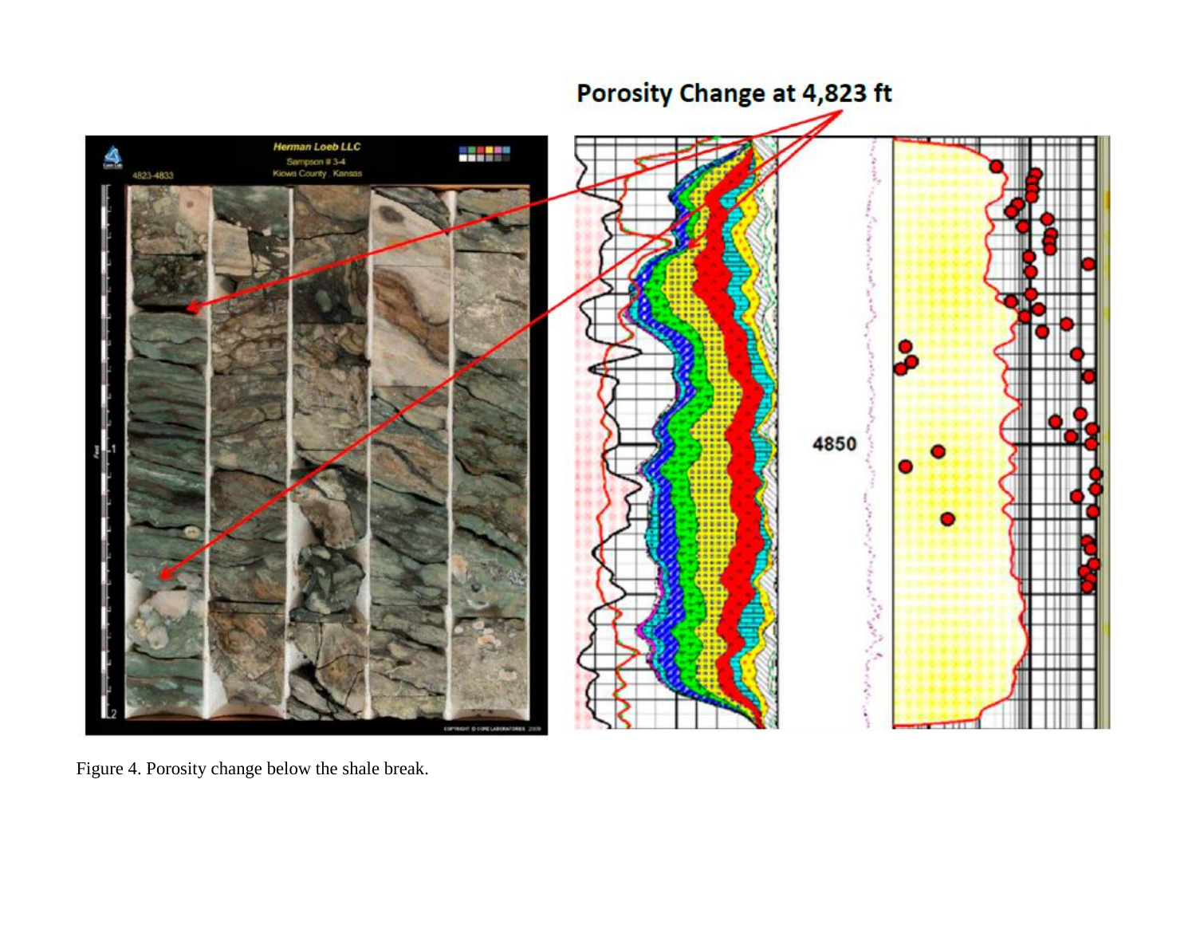Figure 4. Porosity change below the shale break.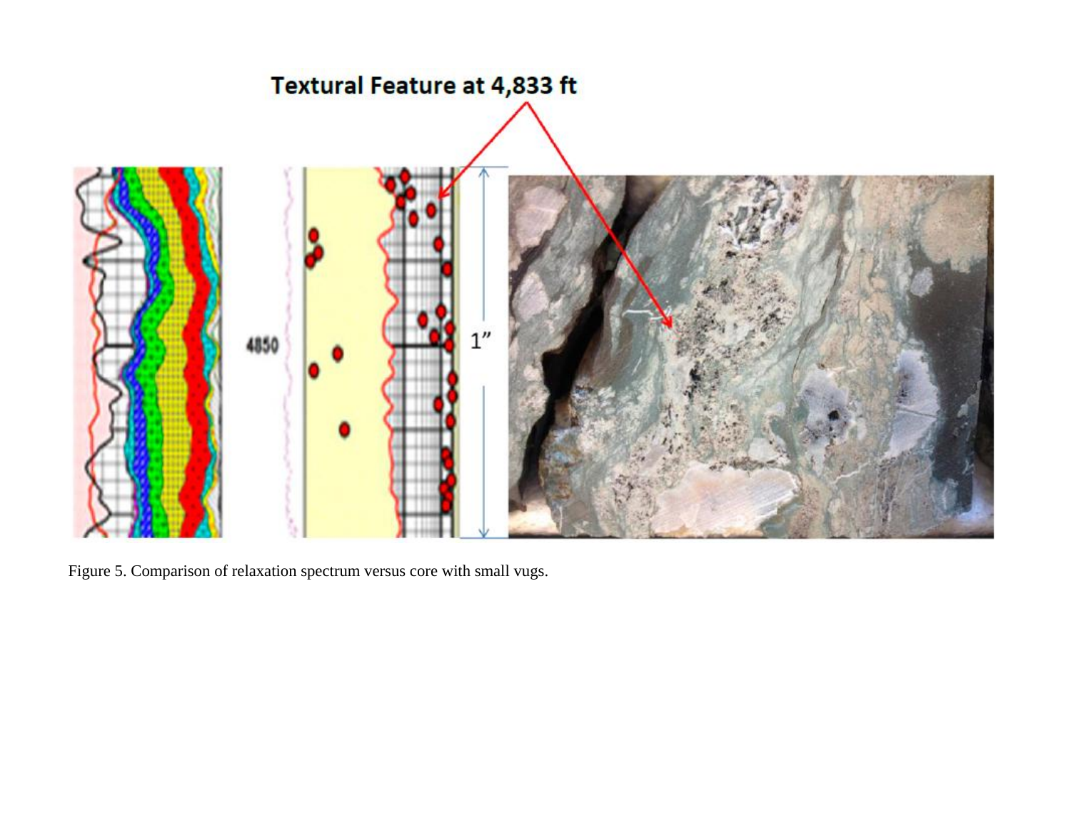Figure 5. Comparison of relaxation spectrum versus core with small vugs.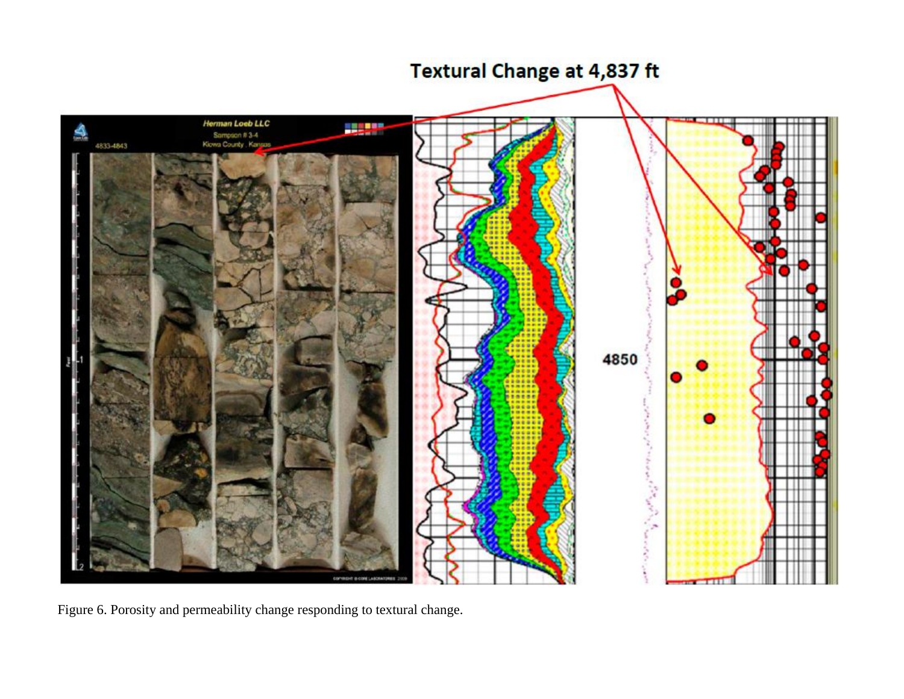Figure 6. Porosity and permeability change responding to textural change.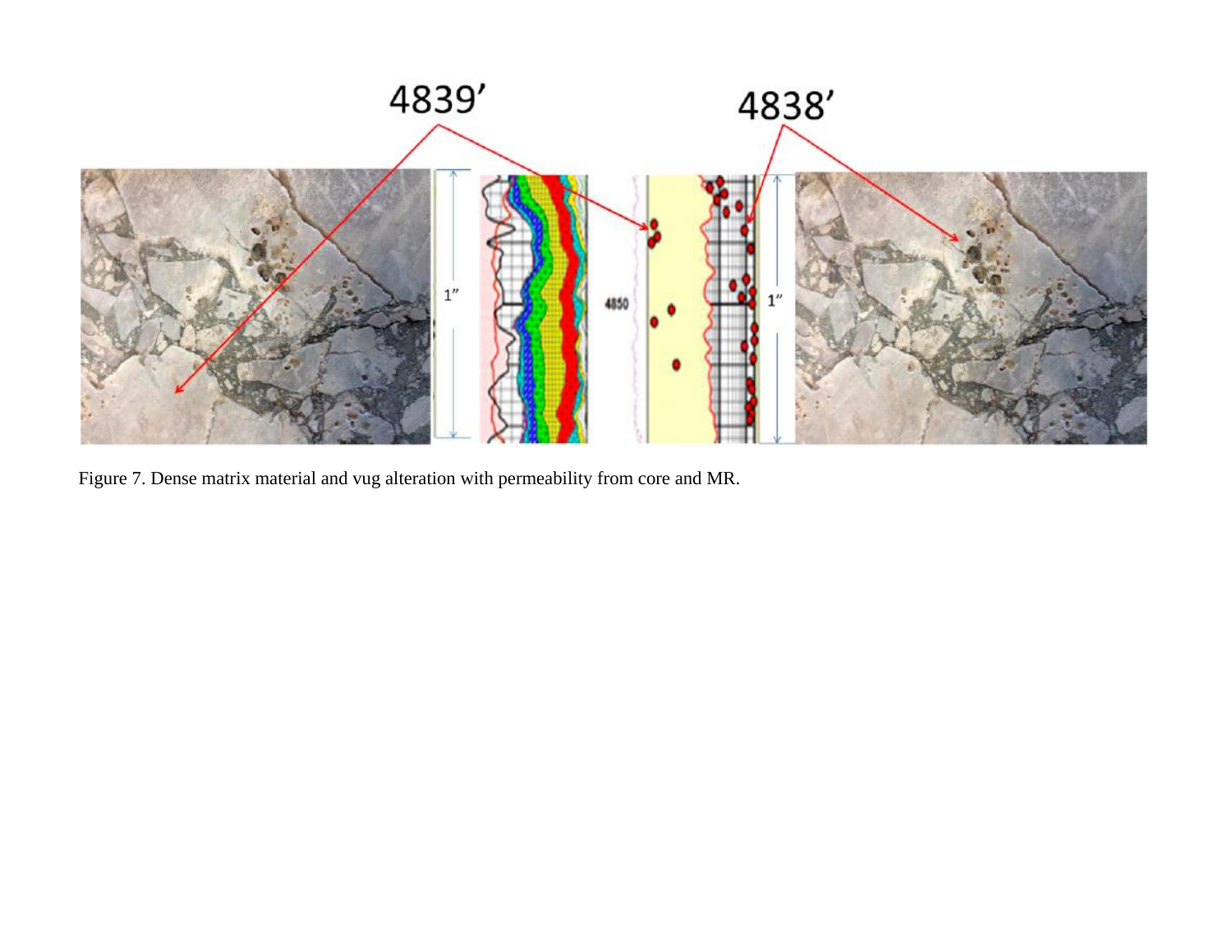4839'

4838'

1"

4850

1"

Figure 7. Dense matrix material and vug alteration with permeability from core and MR.